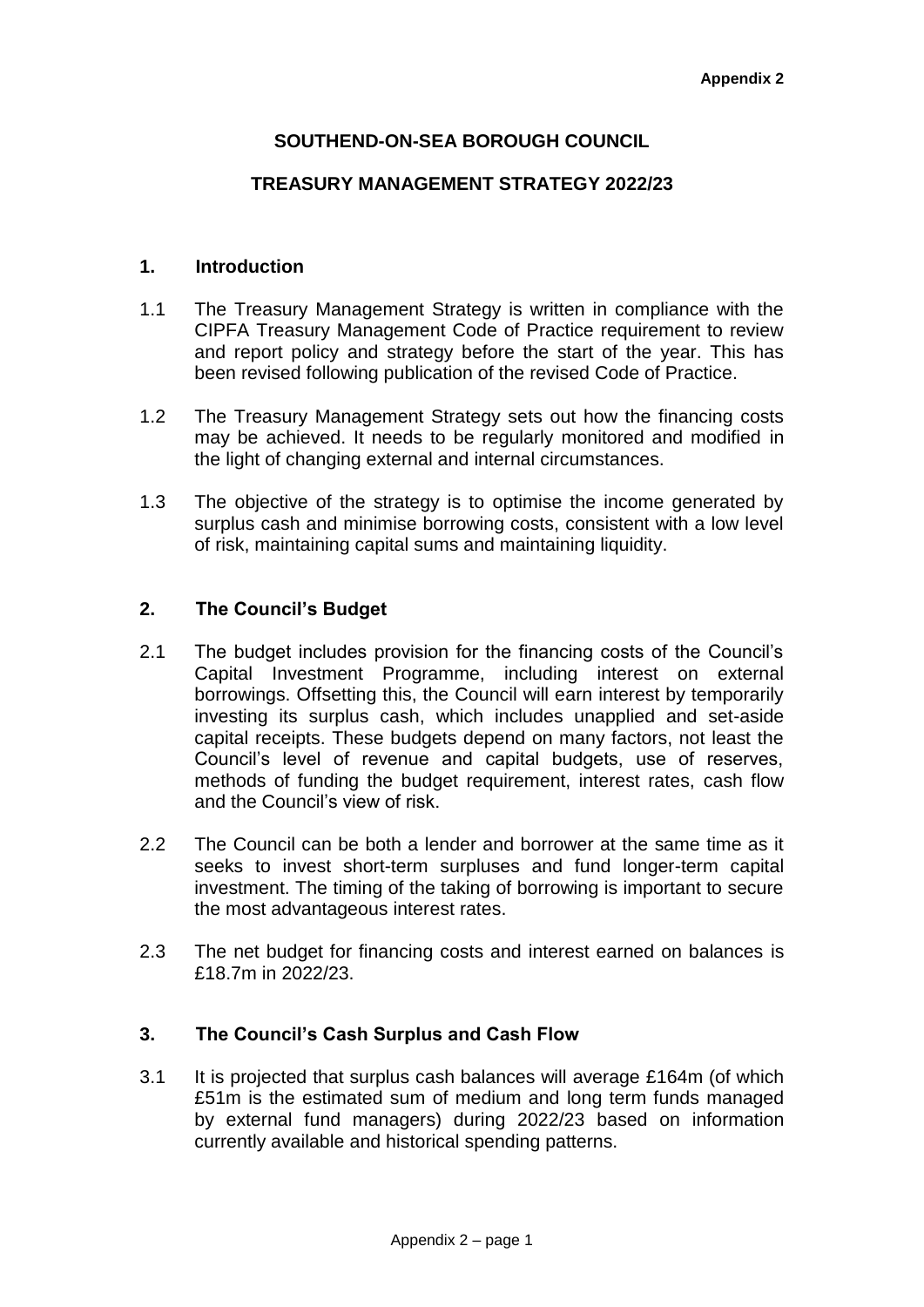**Appendix 2**

# SOUTHEND-ON-SEA BOROUGH COUNCIL

## TREASURY MANAGEMENT STRATEGY 2022/23

### 1. Introduction

1.1 The Treasury Management Strategy is written in compliance with the CIPFA Treasury Management Code of Practice requirement to review and report policy and strategy before the start of the year. This has been revised following publication of the revised Code of Practice.

1.2 The Treasury Management Strategy sets out how the financing costs may be achieved. It needs to be regularly monitored and modified in the light of changing external and internal circumstances.

1.3 The objective of the strategy is to optimise the income generated by surplus cash and minimise borrowing costs, consistent with a low level of risk, maintaining capital sums and maintaining liquidity.

### 2. The Council's Budget

2.1 The budget includes provision for the financing costs of the Council's Capital Investment Programme, including interest on external borrowings. Offsetting this, the Council will earn interest by temporarily investing its surplus cash, which includes unapplied and set-aside capital receipts. These budgets depend on many factors, not least the Council's level of revenue and capital budgets, use of reserves, methods of funding the budget requirement, interest rates, cash flow and the Council's view of risk.

2.2 The Council can be both a lender and borrower at the same time as it seeks to invest short-term surpluses and fund longer-term capital investment. The timing of the taking of borrowing is important to secure the most advantageous interest rates.

2.3 The net budget for financing costs and interest earned on balances is £18.7m in 2022/23.

### 3. The Council's Cash Surplus and Cash Flow

3.1 It is projected that surplus cash balances will average £164m (of which £51m is the estimated sum of medium and long term funds managed by external fund managers) during 2022/23 based on information currently available and historical spending patterns.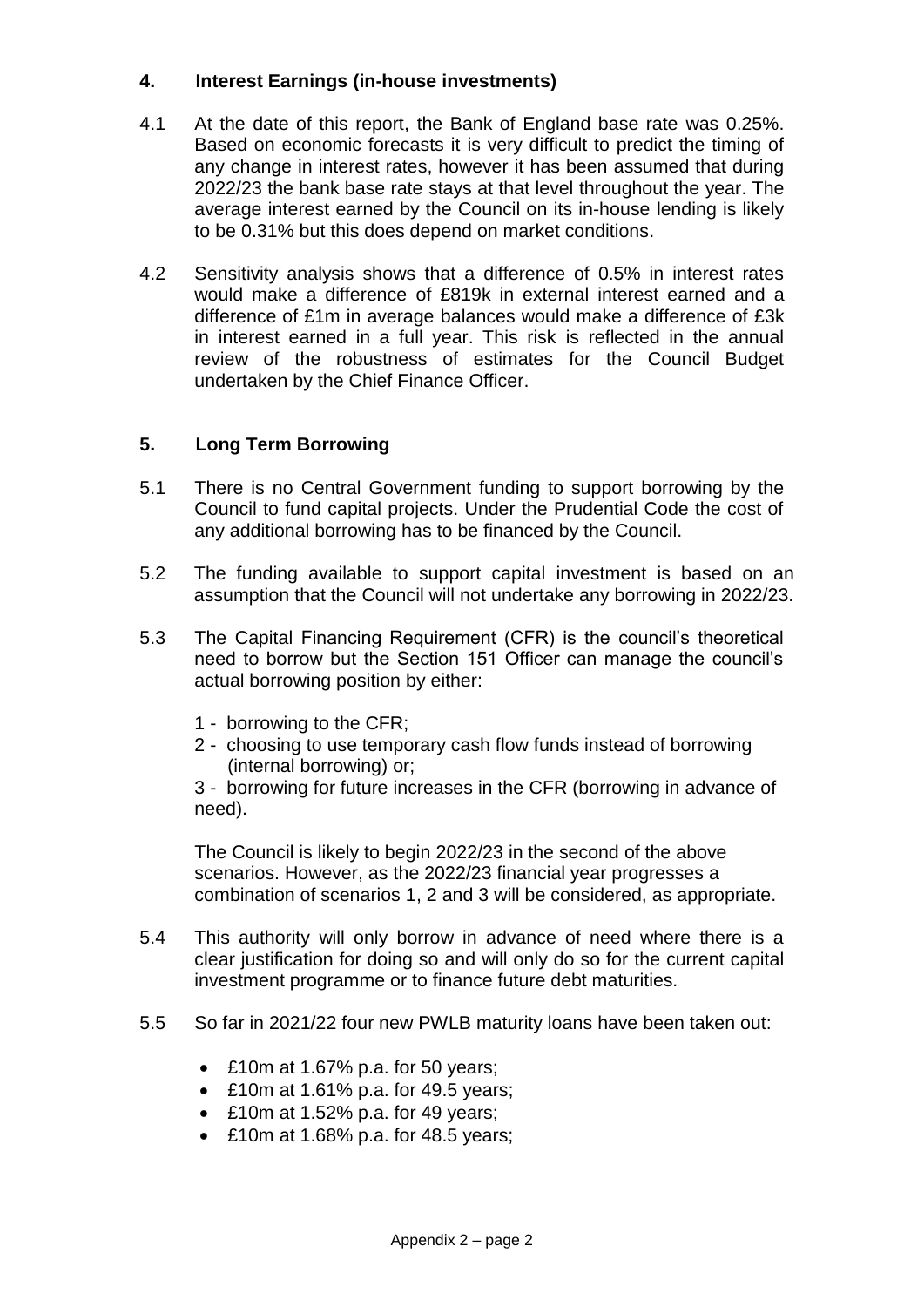## 4. Interest Earnings (in-house investments)

4.1 At the date of this report, the Bank of England base rate was 0.25%. Based on economic forecasts it is very difficult to predict the timing of any change in interest rates, however it has been assumed that during 2022/23 the bank base rate stays at that level throughout the year. The average interest earned by the Council on its in-house lending is likely to be 0.31% but this does depend on market conditions.

4.2 Sensitivity analysis shows that a difference of 0.5% in interest rates would make a difference of £819k in external interest earned and a difference of £1m in average balances would make a difference of £3k in interest earned in a full year. This risk is reflected in the annual review of the robustness of estimates for the Council Budget undertaken by the Chief Finance Officer.

## 5. Long Term Borrowing

5.1 There is no Central Government funding to support borrowing by the Council to fund capital projects. Under the Prudential Code the cost of any additional borrowing has to be financed by the Council.

5.2 The funding available to support capital investment is based on an assumption that the Council will not undertake any borrowing in 2022/23.

5.3 The Capital Financing Requirement (CFR) is the council's theoretical need to borrow but the Section 151 Officer can manage the council's actual borrowing position by either:

1 - borrowing to the CFR;
2 - choosing to use temporary cash flow funds instead of borrowing (internal borrowing) or;
3 - borrowing for future increases in the CFR (borrowing in advance of need).

The Council is likely to begin 2022/23 in the second of the above scenarios. However, as the 2022/23 financial year progresses a combination of scenarios 1, 2 and 3 will be considered, as appropriate.

5.4 This authority will only borrow in advance of need where there is a clear justification for doing so and will only do so for the current capital investment programme or to finance future debt maturities.

5.5 So far in 2021/22 four new PWLB maturity loans have been taken out:

- £10m at 1.67% p.a. for 50 years;
- £10m at 1.61% p.a. for 49.5 years;
- £10m at 1.52% p.a. for 49 years;
- £10m at 1.68% p.a. for 48.5 years;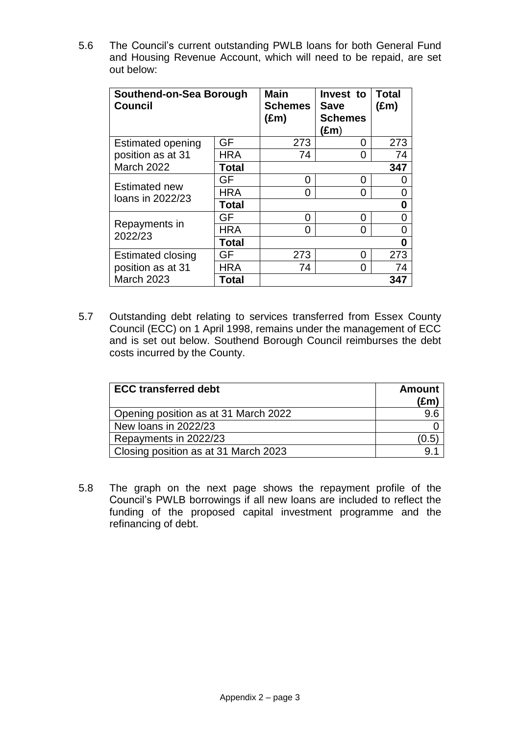5.6 The Council's current outstanding PWLB loans for both General Fund and Housing Revenue Account, which will need to be repaid, are set out below:

| Southend-on-Sea Borough Council | | Main Schemes (£m) | Invest to Save Schemes (£m) | Total (£m) |
|---|---|---|---|---|
| Estimated opening position as at 31 March 2022 | GF | 273 | 0 | 273 |
| | HRA | 74 | 0 | 74 |
| | Total | | | 347 |
| Estimated new loans in 2022/23 | GF | 0 | 0 | 0 |
| | HRA | 0 | 0 | 0 |
| | Total | | | 0 |
| Repayments in 2022/23 | GF | 0 | 0 | 0 |
| | HRA | 0 | 0 | 0 |
| | Total | | | 0 |
| Estimated closing position as at 31 March 2023 | GF | 273 | 0 | 273 |
| | HRA | 74 | 0 | 74 |
| | Total | | | 347 |

5.7 Outstanding debt relating to services transferred from Essex County Council (ECC) on 1 April 1998, remains under the management of ECC and is set out below. Southend Borough Council reimburses the debt costs incurred by the County.

| ECC transferred debt | Amount (£m) |
|---|---|
| Opening position as at 31 March 2022 | 9.6 |
| New loans in 2022/23 | 0 |
| Repayments in 2022/23 | (0.5) |
| Closing position as at 31 March 2023 | 9.1 |

5.8 The graph on the next page shows the repayment profile of the Council's PWLB borrowings if all new loans are included to reflect the funding of the proposed capital investment programme and the refinancing of debt.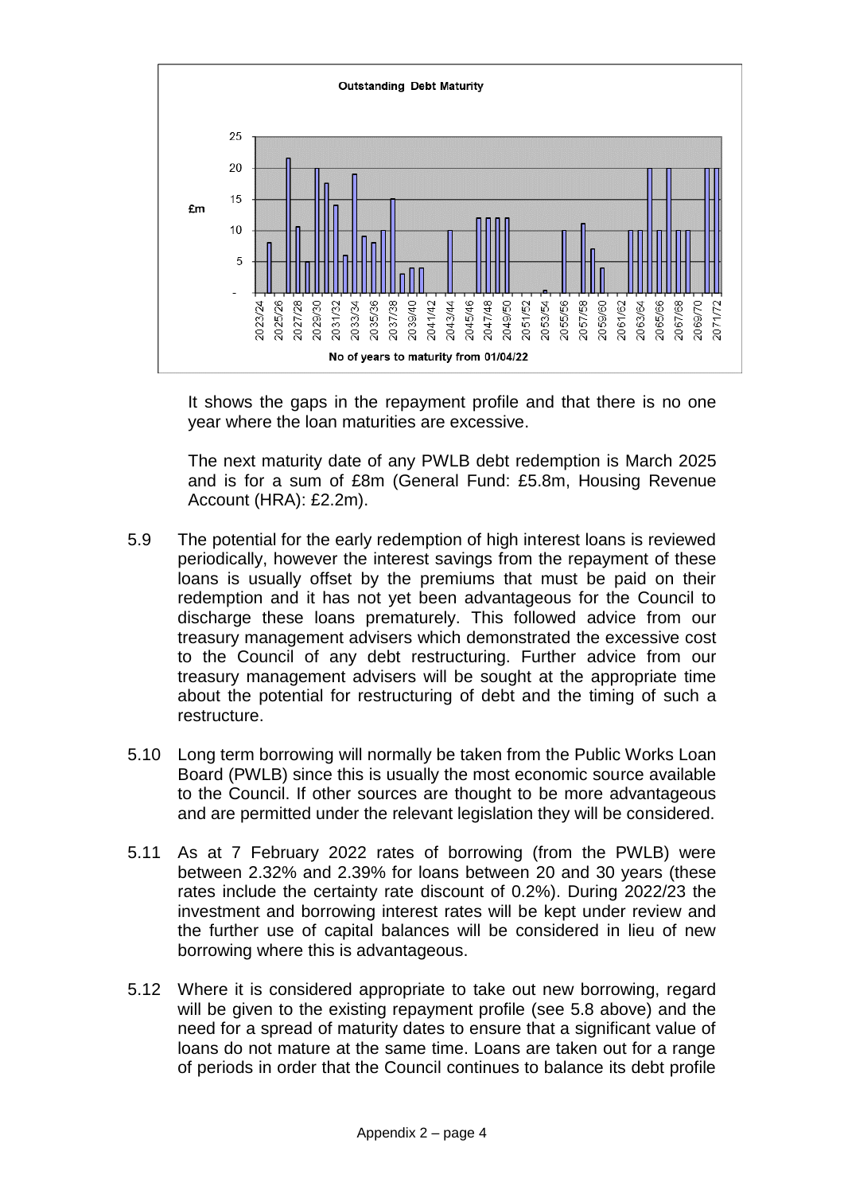**Outstanding Debt Maturity**

£m

No of years to maturity from 01/04/22

It shows the gaps in the repayment profile and that there is no one year where the loan maturities are excessive.

The next maturity date of any PWLB debt redemption is March 2025 and is for a sum of £8m (General Fund: £5.8m, Housing Revenue Account (HRA): £2.2m).

5.9 The potential for the early redemption of high interest loans is reviewed periodically, however the interest savings from the repayment of these loans is usually offset by the premiums that must be paid on their redemption and it has not yet been advantageous for the Council to discharge these loans prematurely. This followed advice from our treasury management advisers which demonstrated the excessive cost to the Council of any debt restructuring. Further advice from our treasury management advisers will be sought at the appropriate time about the potential for restructuring of debt and the timing of such a restructure.

5.10 Long term borrowing will normally be taken from the Public Works Loan Board (PWLB) since this is usually the most economic source available to the Council. If other sources are thought to be more advantageous and are permitted under the relevant legislation they will be considered.

5.11 As at 7 February 2022 rates of borrowing (from the PWLB) were between 2.32% and 2.39% for loans between 20 and 30 years (these rates include the certainty rate discount of 0.2%). During 2022/23 the investment and borrowing interest rates will be kept under review and the further use of capital balances will be considered in lieu of new borrowing where this is advantageous.

5.12 Where it is considered appropriate to take out new borrowing, regard will be given to the existing repayment profile (see 5.8 above) and the need for a spread of maturity dates to ensure that a significant value of loans do not mature at the same time. Loans are taken out for a range of periods in order that the Council continues to balance its debt profile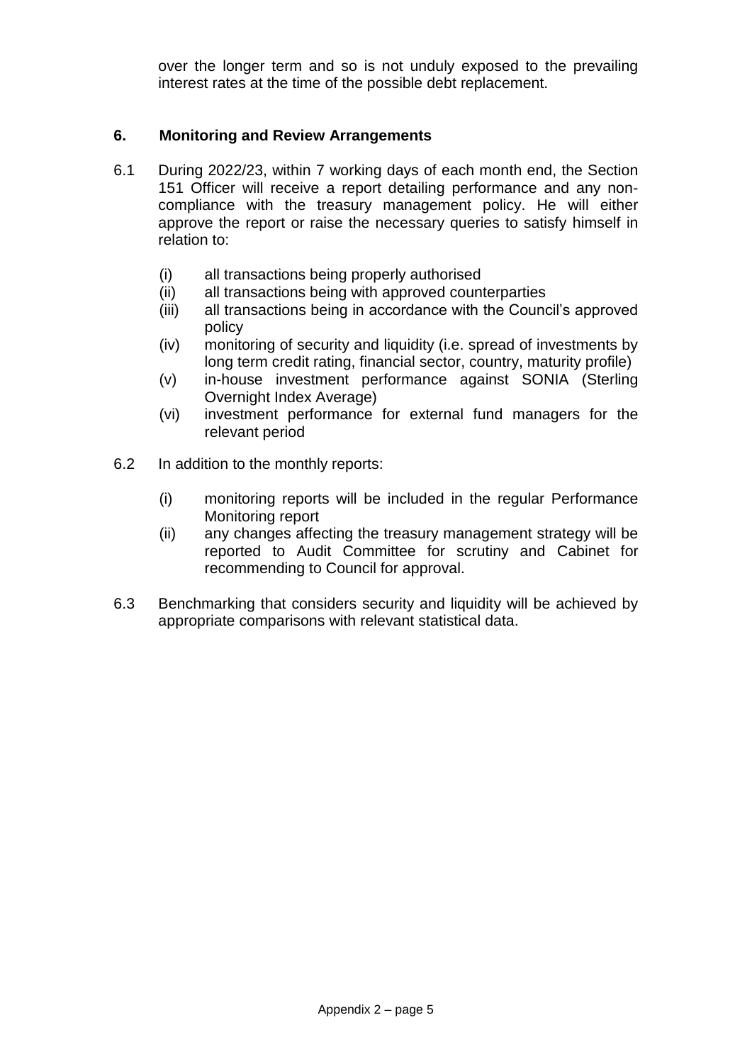over the longer term and so is not unduly exposed to the prevailing interest rates at the time of the possible debt replacement.

## 6. Monitoring and Review Arrangements

6.1 During 2022/23, within 7 working days of each month end, the Section 151 Officer will receive a report detailing performance and any non-compliance with the treasury management policy. He will either approve the report or raise the necessary queries to satisfy himself in relation to:

- (i) all transactions being properly authorised
- (ii) all transactions being with approved counterparties
- (iii) all transactions being in accordance with the Council's approved policy
- (iv) monitoring of security and liquidity (i.e. spread of investments by long term credit rating, financial sector, country, maturity profile)
- (v) in-house investment performance against SONIA (Sterling Overnight Index Average)
- (vi) investment performance for external fund managers for the relevant period

6.2 In addition to the monthly reports:

- (i) monitoring reports will be included in the regular Performance Monitoring report
- (ii) any changes affecting the treasury management strategy will be reported to Audit Committee for scrutiny and Cabinet for recommending to Council for approval.

6.3 Benchmarking that considers security and liquidity will be achieved by appropriate comparisons with relevant statistical data.